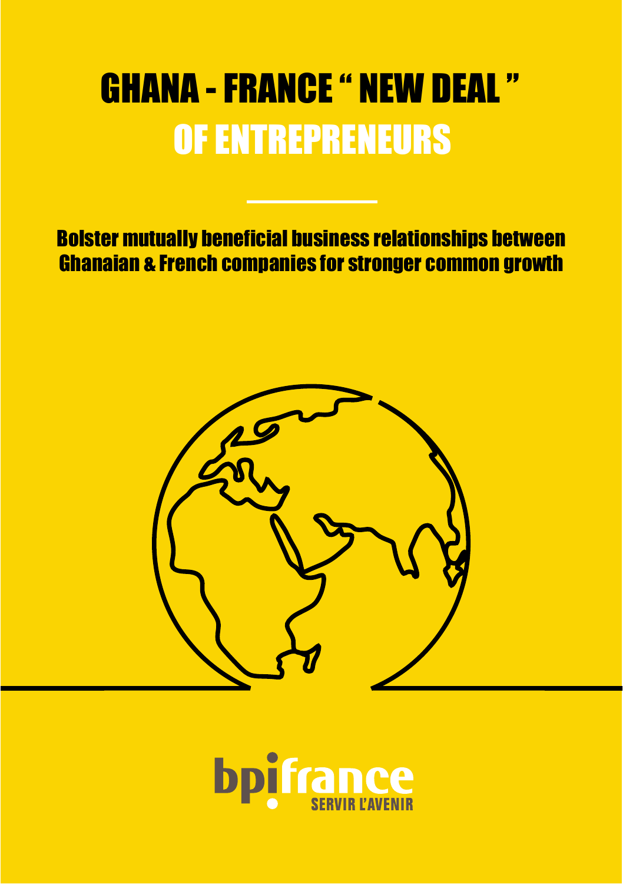# GHANA - FRANCE “ NEW DEAL ” OF ENTREPRENEURS

Bolster mutually beneficial business relationships between Ghanaian & French companies for stronger common growth

bpifrance
SERVIR L’AVENIR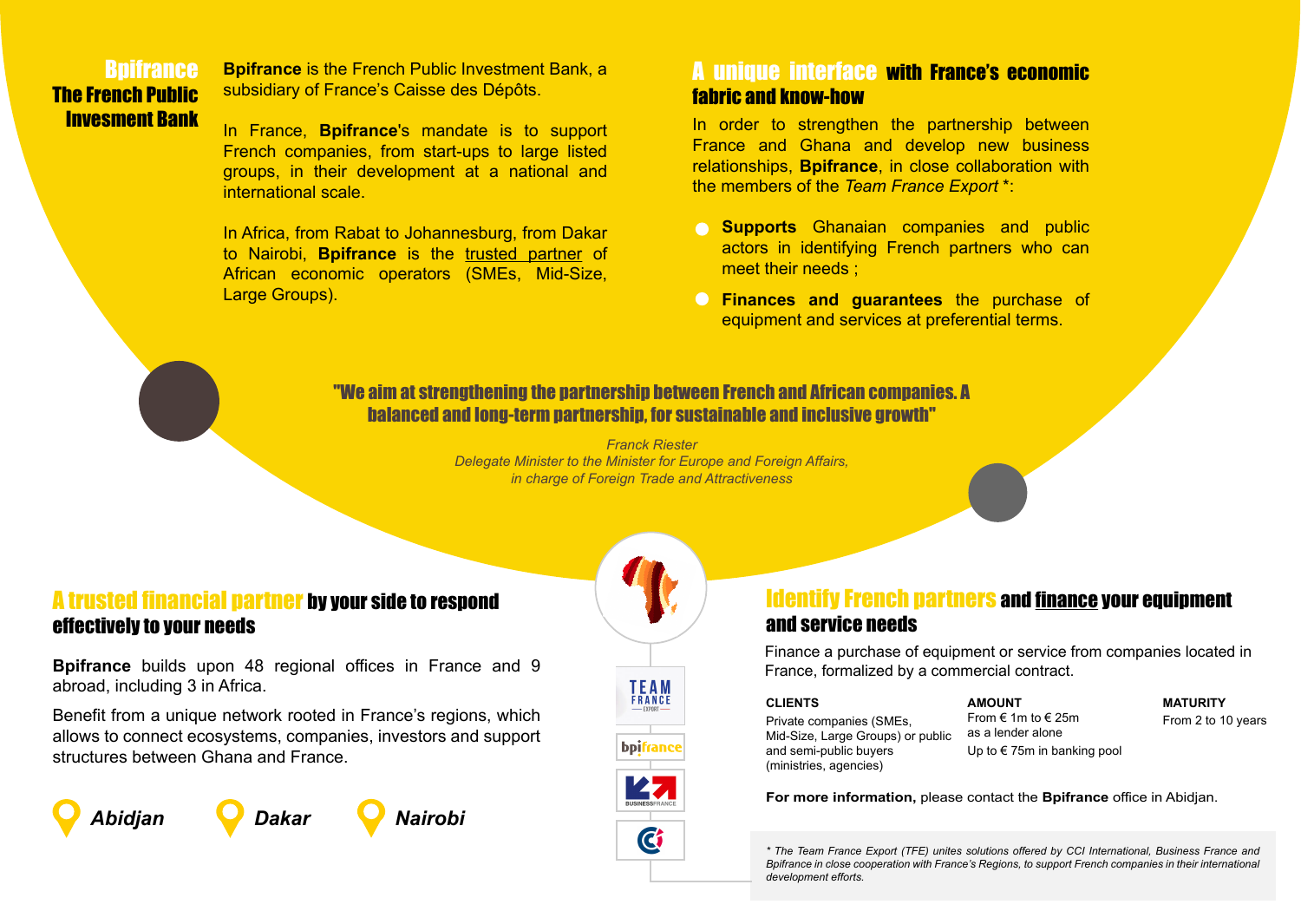## Bpifrance
## The French Public Invesment Bank

**Bpifrance** is the French Public Investment Bank, a subsidiary of France's Caisse des Dépôts.

In France, **Bpifrance**'s mandate is to support French companies, from start-ups to large listed groups, in their development at a national and international scale.

In Africa, from Rabat to Johannesburg, from Dakar to Nairobi, **Bpifrance** is the trusted partner of African economic operators (SMEs, Mid-Size, Large Groups).

## A unique interface with France's economic fabric and know-how

In order to strengthen the partnership between France and Ghana and develop new business relationships, **Bpifrance**, in close collaboration with the members of the *Team France Export* *:

- **Supports** Ghanaian companies and public actors in identifying French partners who can meet their needs ;
- **Finances and guarantees** the purchase of equipment and services at preferential terms.

**"We aim at strengthening the partnership between French and African companies. A balanced and long-term partnership, for sustainable and inclusive growth"**

*Franck Riester*
*Delegate Minister to the Minister for Europe and Foreign Affairs, in charge of Foreign Trade and Attractiveness*

## A trusted financial partner by your side to respond effectively to your needs

**Bpifrance** builds upon 48 regional offices in France and 9 abroad, including 3 in Africa.

Benefit from a unique network rooted in France's regions, which allows to connect ecosystems, companies, investors and support structures between Ghana and France.

***Abidjan*** ***Dakar*** ***Nairobi***

TEAM FRANCE EXPORT

bpifrance

BUSINESSFRANCE

## Identify French partners and finance your equipment and service needs

Finance a purchase of equipment or service from companies located in France, formalized by a commercial contract.

| CLIENTS | AMOUNT | MATURITY |
|---|---|---|
| Private companies (SMEs, Mid-Size, Large Groups) or public and semi-public buyers (ministries, agencies) | From € 1m to € 25m as a lender alone<br>Up to € 75m in banking pool | From 2 to 10 years |

**For more information,** please contact the **Bpifrance** office in Abidjan.

*\* The Team France Export (TFE) unites solutions offered by CCI International, Business France and Bpifrance in close cooperation with France's Regions, to support French companies in their international development efforts.*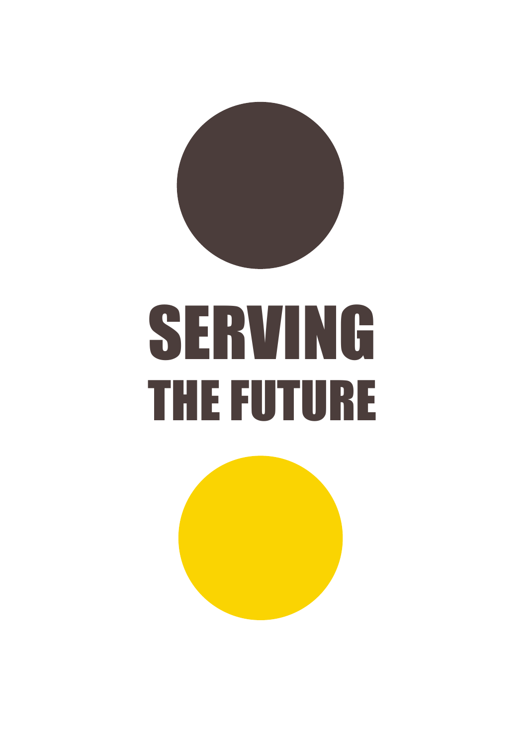# SERVING
## THE FUTURE